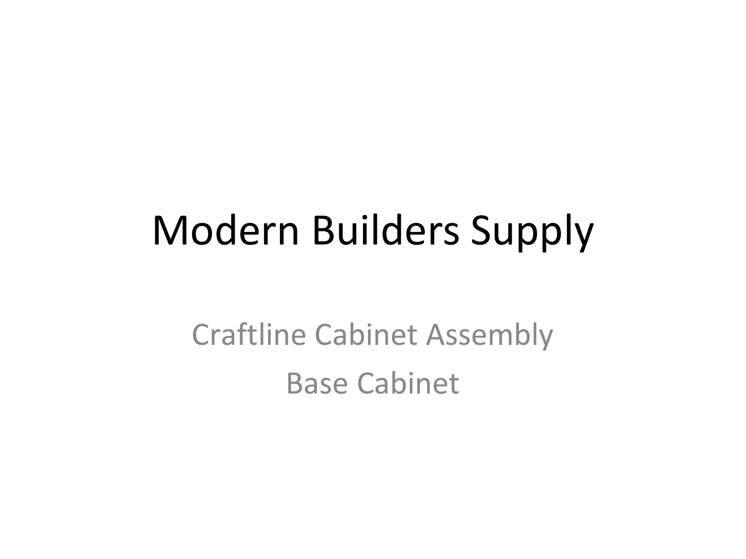# Modern Builders Supply

Craftline Cabinet Assembly

Base Cabinet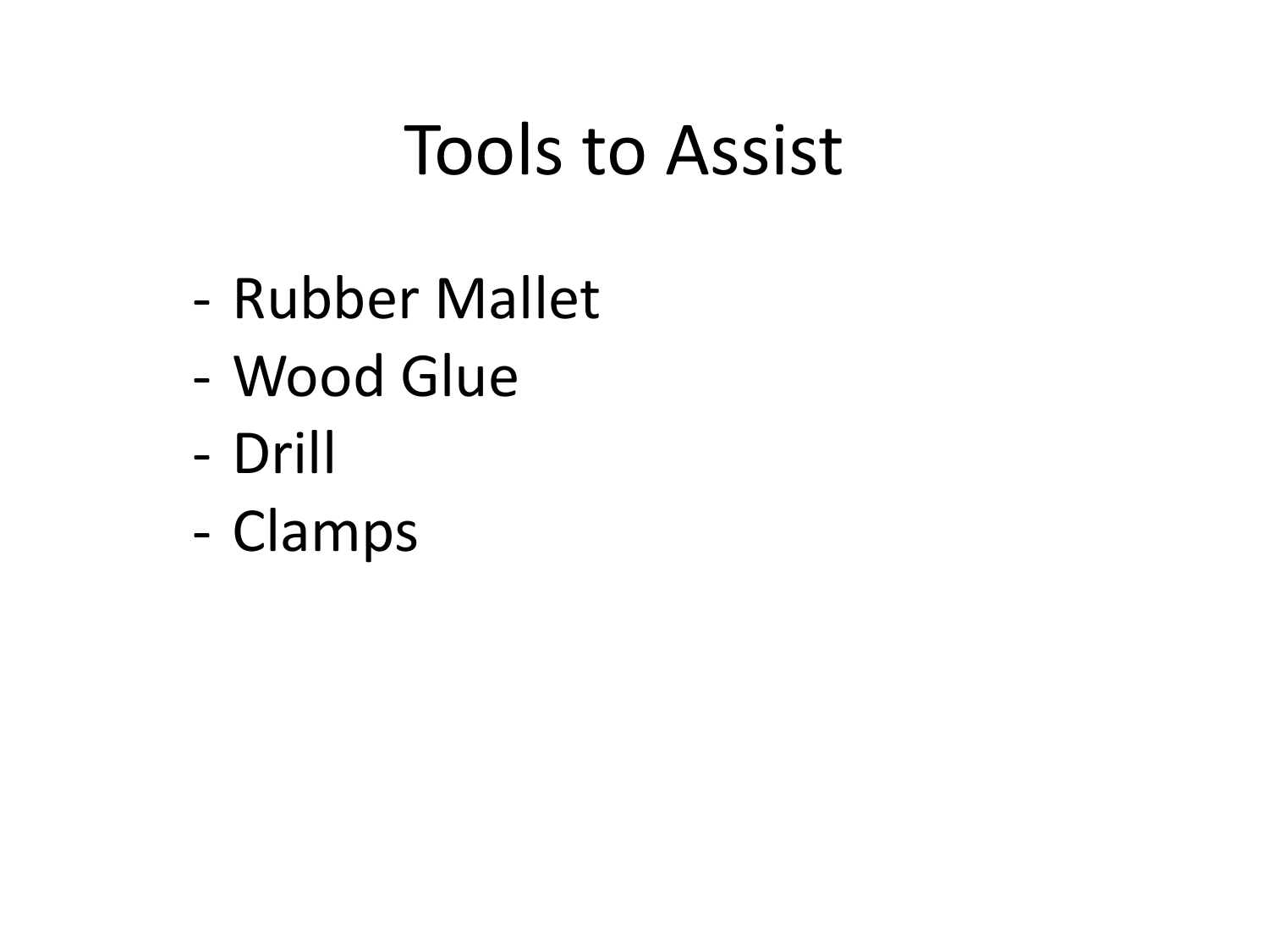# Tools to Assist

- Rubber Mallet
- Wood Glue
- Drill
- Clamps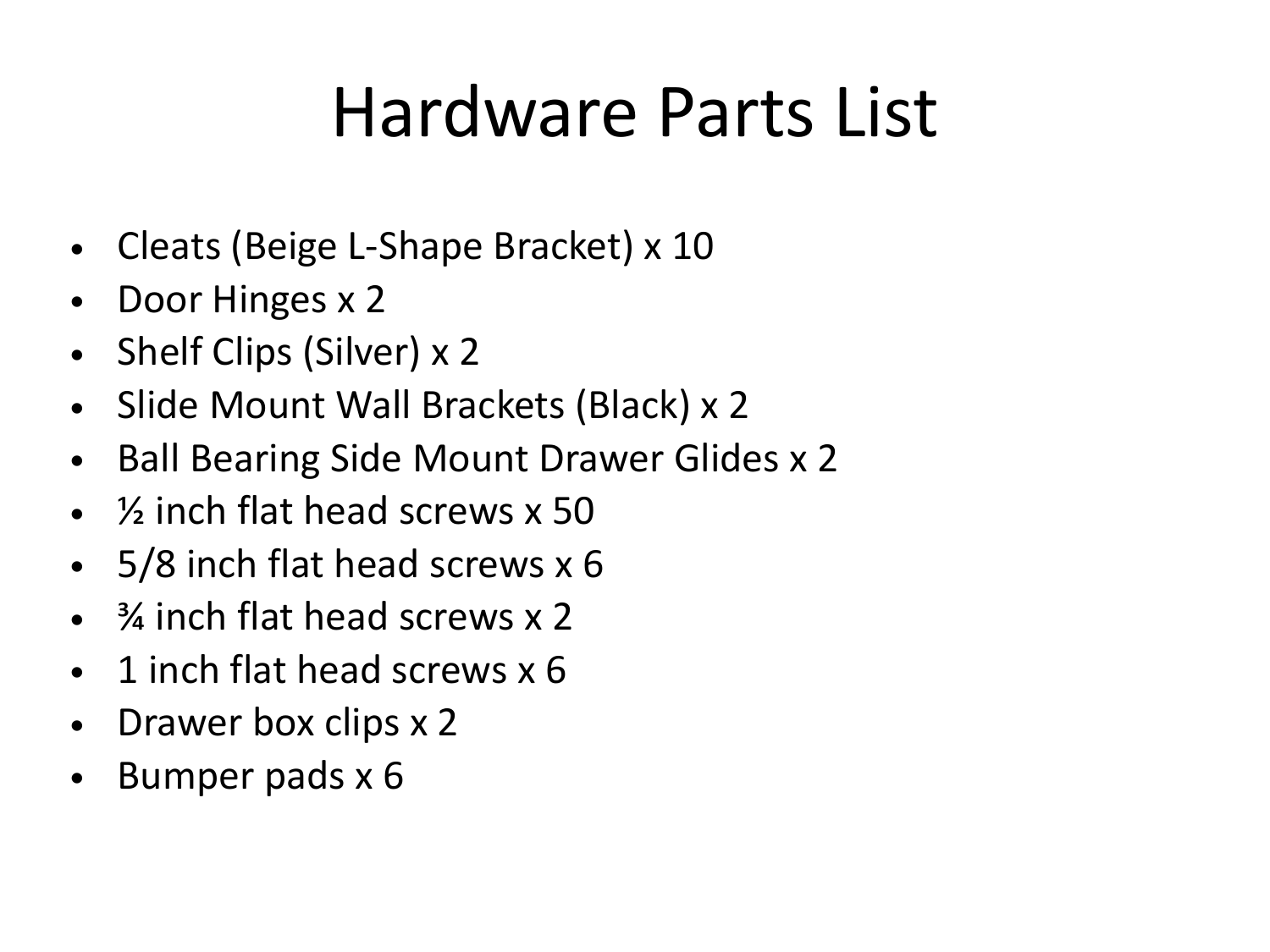# Hardware Parts List

- Cleats (Beige L-Shape Bracket) x 10
- Door Hinges x 2
- Shelf Clips (Silver) x 2
- Slide Mount Wall Brackets (Black) x 2
- Ball Bearing Side Mount Drawer Glides x 2
- ½ inch flat head screws x 50
- 5/8 inch flat head screws x 6
- ¾ inch flat head screws x 2
- 1 inch flat head screws x 6
- Drawer box clips x 2
- Bumper pads x 6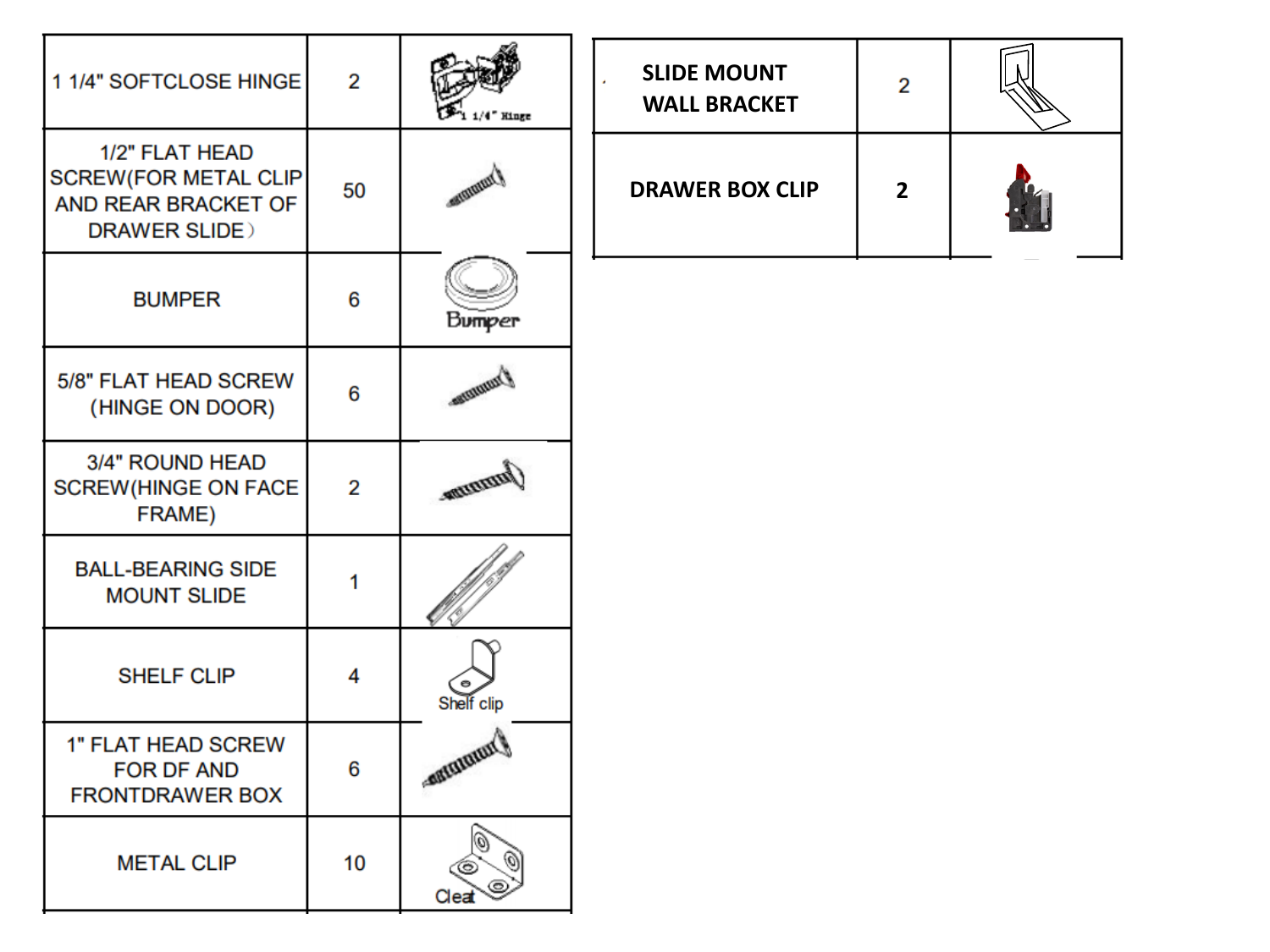| | | |
|---|---|---|
| 1 1/4" SOFTCLOSE HINGE | 2 | 1 1/4" Hinge |
| 1/2" FLAT HEAD SCREW(FOR METAL CLIP AND REAR BRACKET OF DRAWER SLIDE) | 50 | |
| BUMPER | 6 | Bumper |
| 5/8" FLAT HEAD SCREW (HINGE ON DOOR) | 6 | |
| 3/4" ROUND HEAD SCREW(HINGE ON FACE FRAME) | 2 | |
| BALL-BEARING SIDE MOUNT SLIDE | 1 | |
| SHELF CLIP | 4 | Shelf clip |
| 1" FLAT HEAD SCREW FOR DF AND FRONTDRAWER BOX | 6 | |
| METAL CLIP | 10 | Cleat |

| | | |
|---|---|---|
| **SLIDE MOUNT WALL BRACKET** | 2 | |
| **DRAWER BOX CLIP** | **2** | |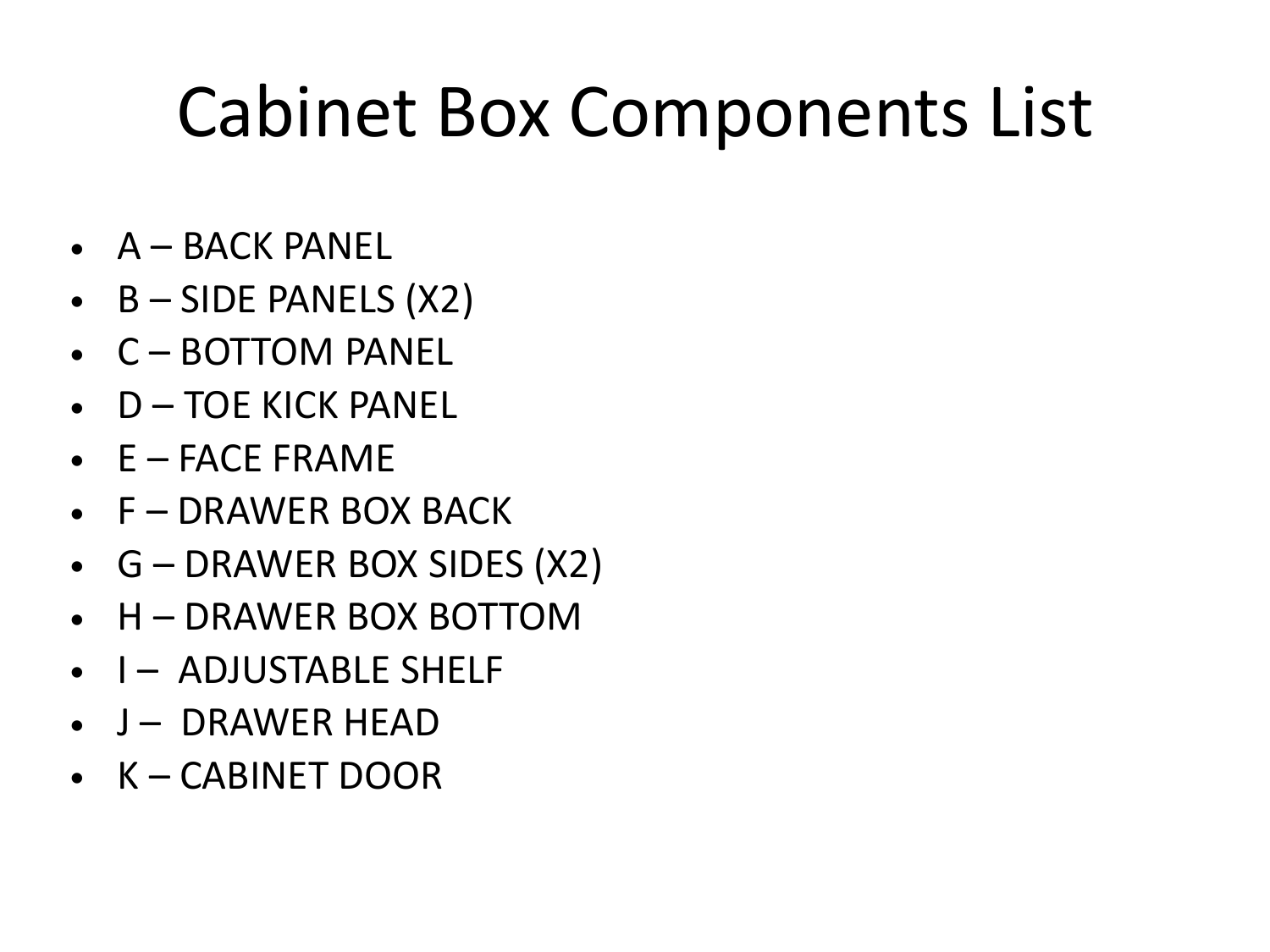# Cabinet Box Components List

- A – BACK PANEL
- B – SIDE PANELS (X2)
- C – BOTTOM PANEL
- D – TOE KICK PANEL
- E – FACE FRAME
- F – DRAWER BOX BACK
- G – DRAWER BOX SIDES (X2)
- H – DRAWER BOX BOTTOM
- I – ADJUSTABLE SHELF
- J – DRAWER HEAD
- K – CABINET DOOR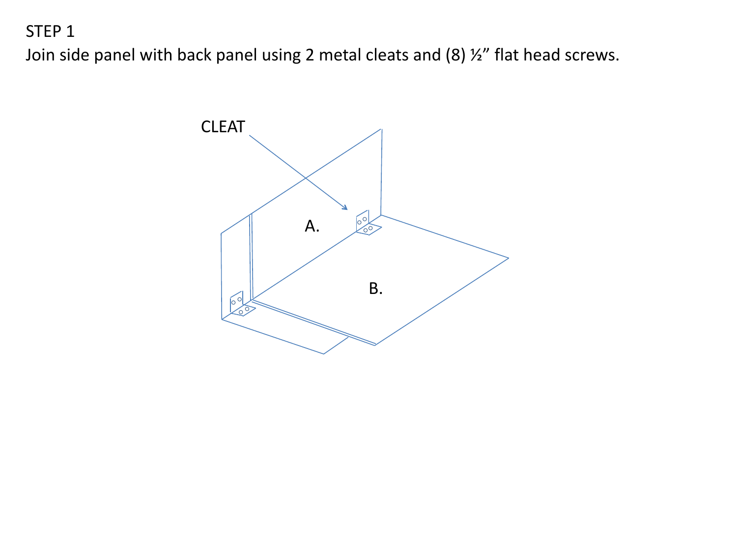STEP 1

Join side panel with back panel using 2 metal cleats and (8) ½" flat head screws.

CLEAT

A.

B.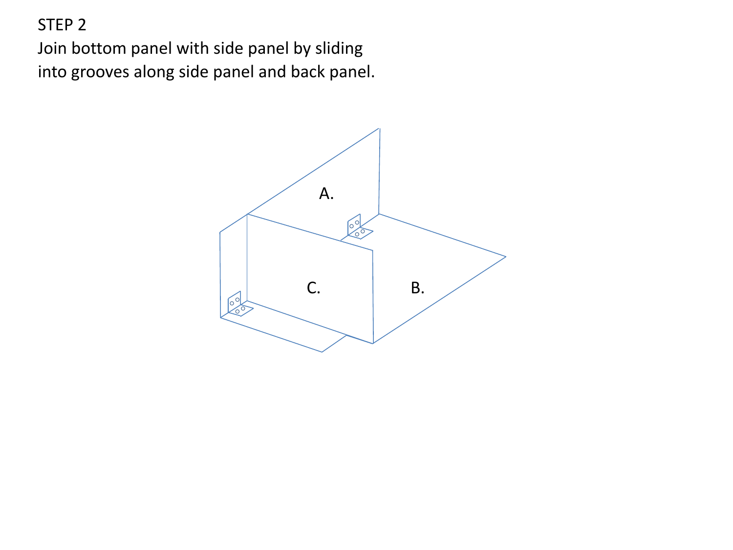STEP 2

Join bottom panel with side panel by sliding into grooves along side panel and back panel.

A.

C.

B.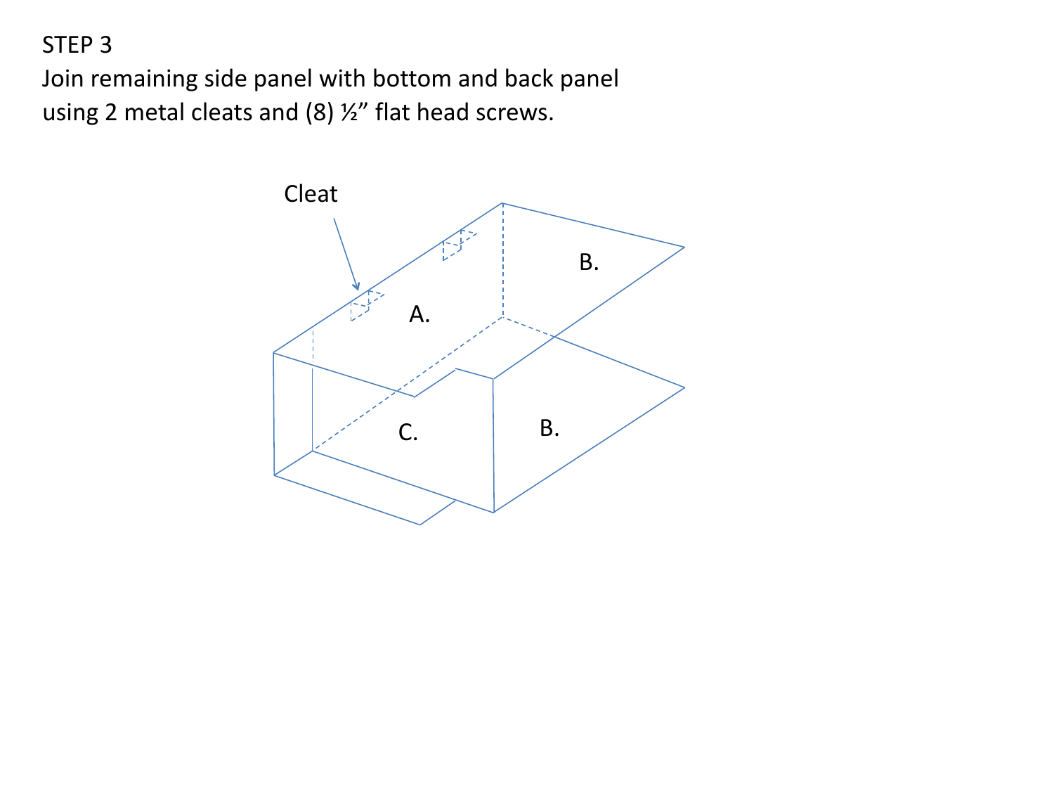STEP 3

Join remaining side panel with bottom and back panel using 2 metal cleats and (8) ½" flat head screws.

Cleat

A.

B.

C.

B.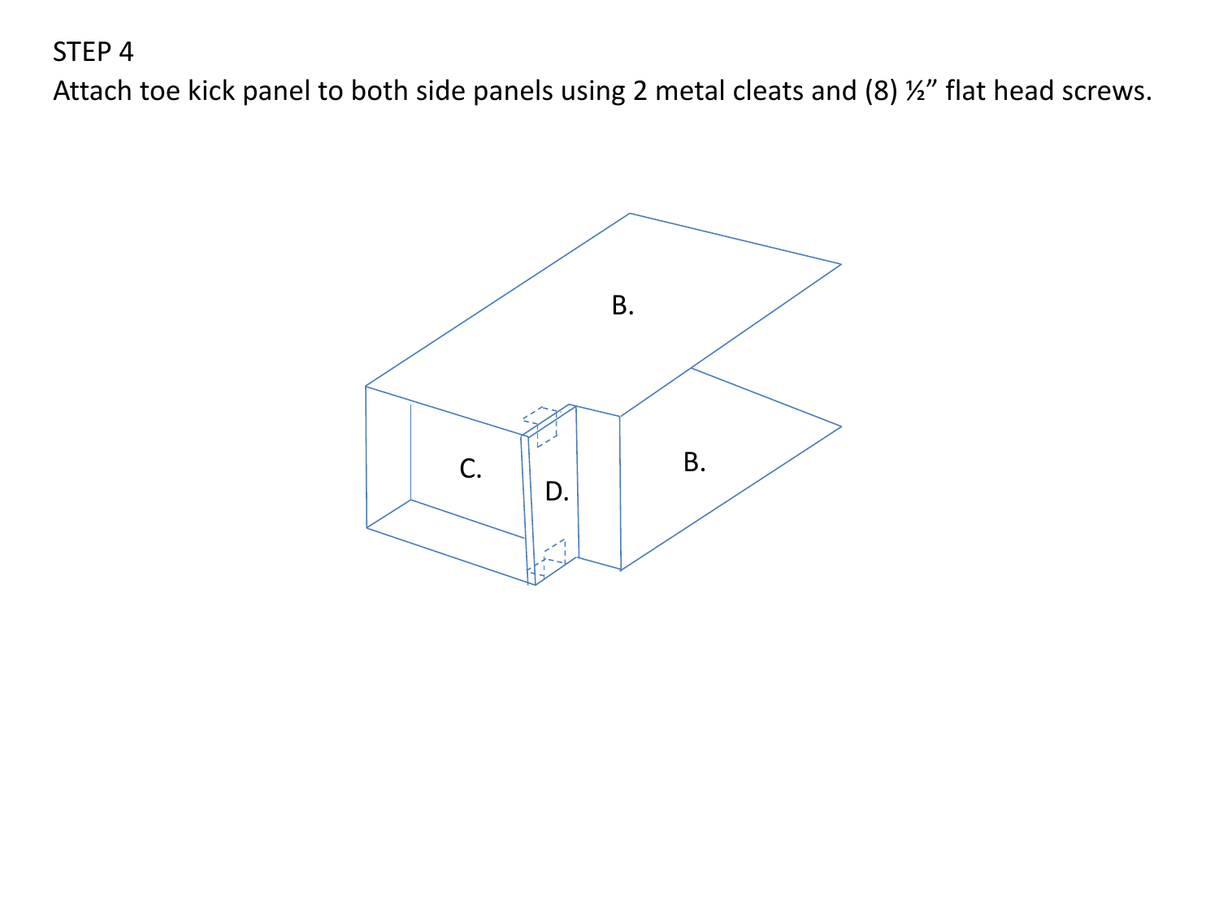STEP 4

Attach toe kick panel to both side panels using 2 metal cleats and (8) ½” flat head screws.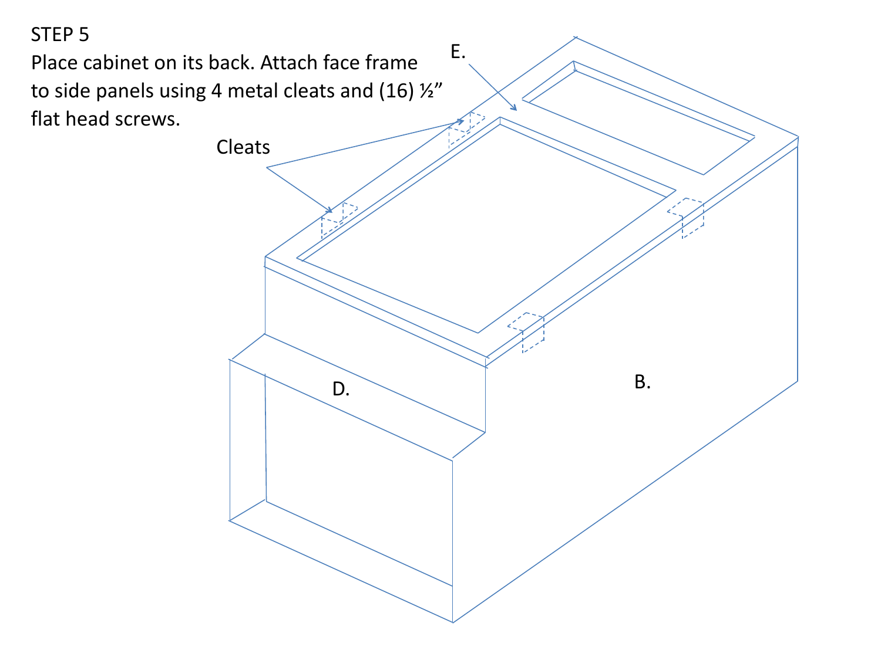## STEP 5

Place cabinet on its back. Attach face frame to side panels using 4 metal cleats and (16) ½" flat head screws.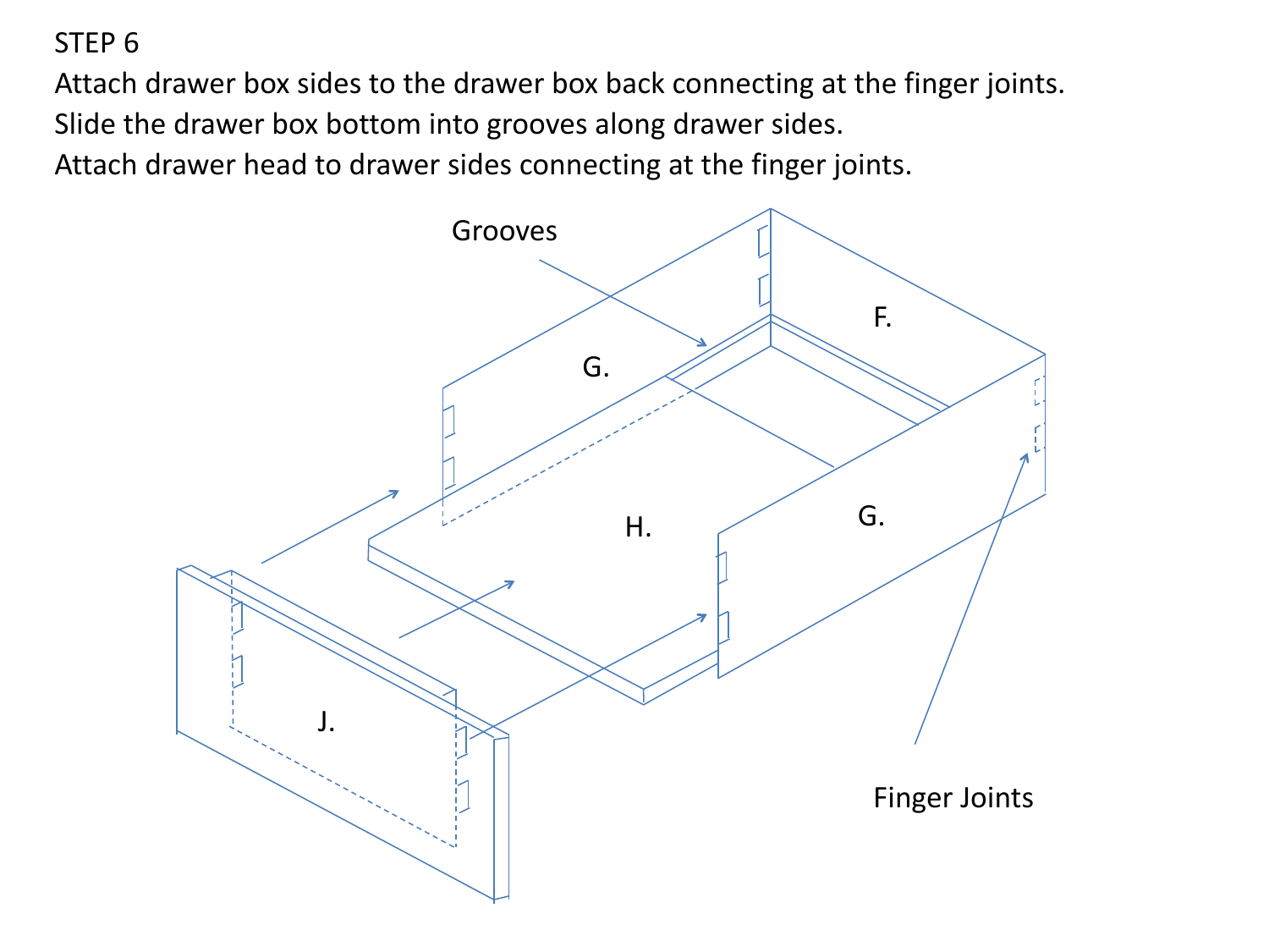# STEP 6

Attach drawer box sides to the drawer box back connecting at the finger joints.
Slide the drawer box bottom into grooves along drawer sides.
Attach drawer head to drawer sides connecting at the finger joints.

Grooves

F.

G.

H.

G.

J.

Finger Joints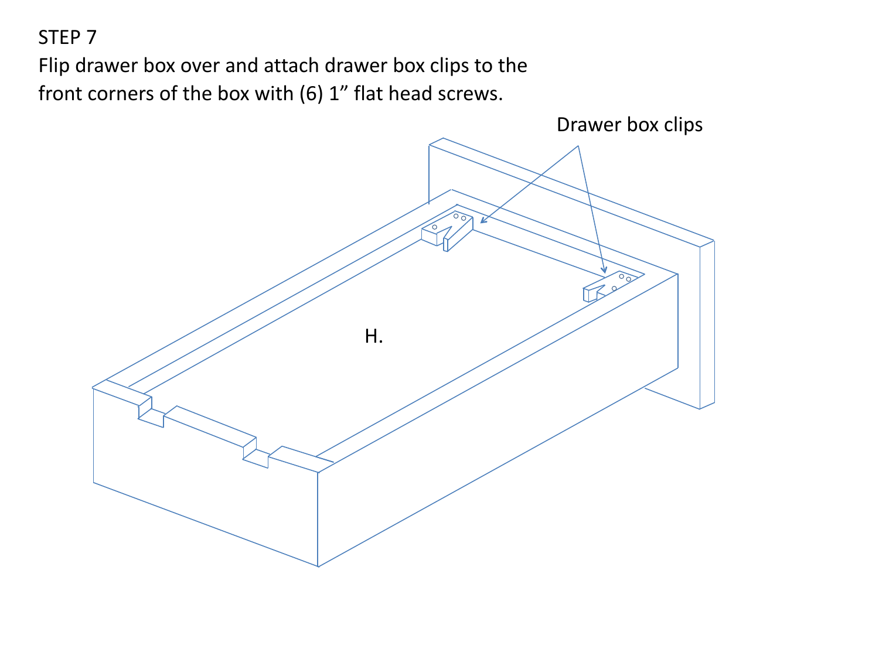STEP 7

Flip drawer box over and attach drawer box clips to the front corners of the box with (6) 1" flat head screws.

Drawer box clips

H.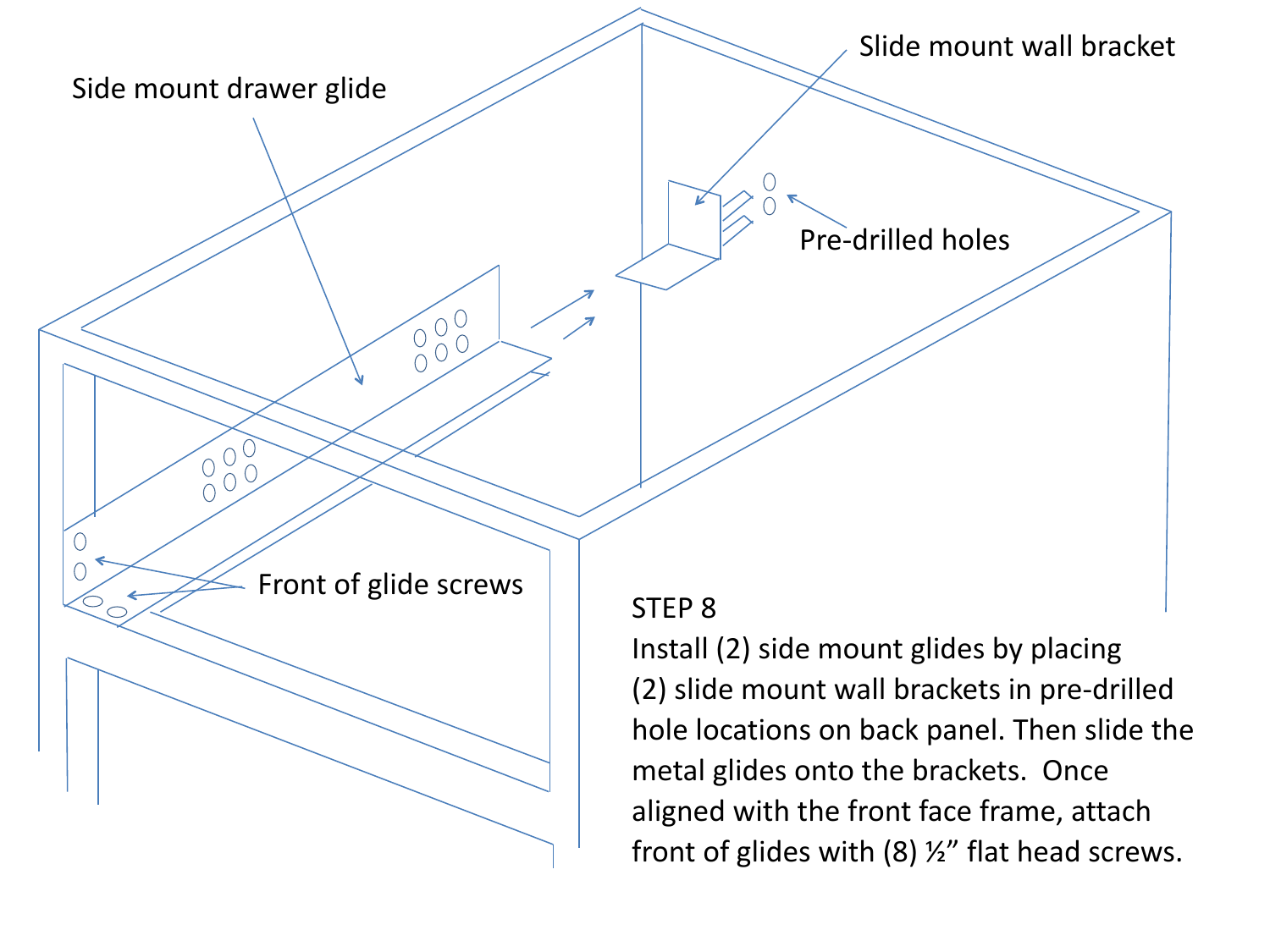Side mount drawer glide

Slide mount wall bracket

Pre-drilled holes

Front of glide screws

STEP 8

Install (2) side mount glides by placing (2) slide mount wall brackets in pre-drilled hole locations on back panel. Then slide the metal glides onto the brackets. Once aligned with the front face frame, attach front of glides with (8) ½” flat head screws.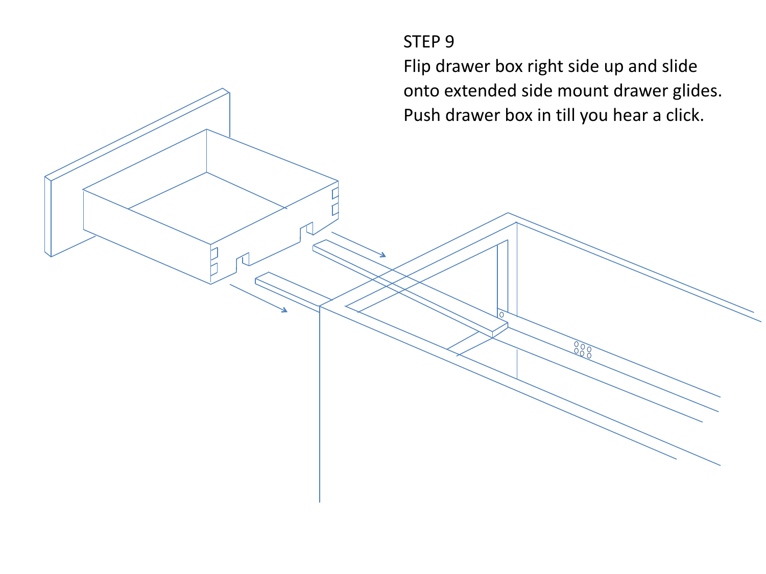## STEP 9

Flip drawer box right side up and slide onto extended side mount drawer glides. Push drawer box in till you hear a click.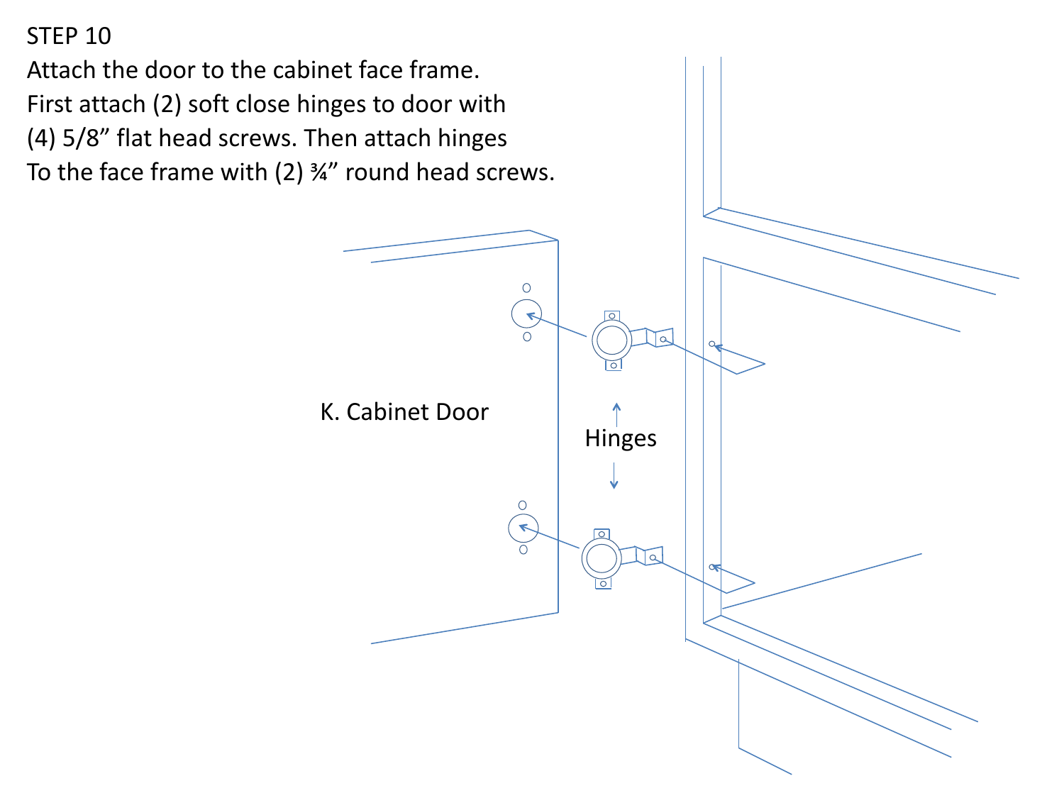STEP 10

Attach the door to the cabinet face frame.
First attach (2) soft close hinges to door with
(4) 5/8” flat head screws. Then attach hinges
To the face frame with (2) ¾” round head screws.

K. Cabinet Door

Hinges